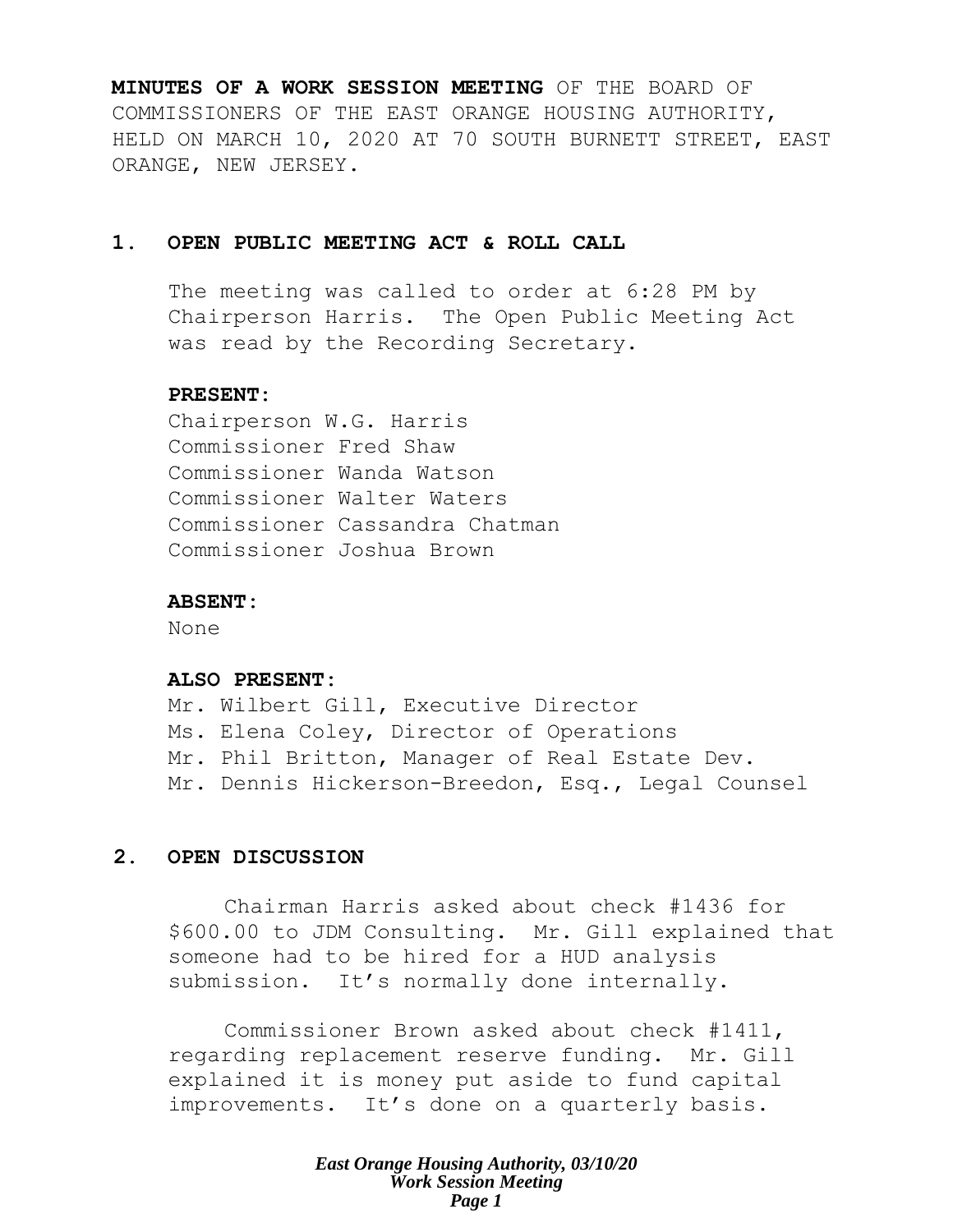**MINUTES OF A WORK SESSION MEETING** OF THE BOARD OF COMMISSIONERS OF THE EAST ORANGE HOUSING AUTHORITY, HELD ON MARCH 10, 2020 AT 70 SOUTH BURNETT STREET, EAST ORANGE, NEW JERSEY.

## 1. OPEN PUBLIC MEETING ACT & ROLL CALL

The meeting was called to order at 6:28 PM by Chairperson Harris. The Open Public Meeting Act was read by the Recording Secretary.

**PRESENT:**

Chairperson W.G. Harris
Commissioner Fred Shaw
Commissioner Wanda Watson
Commissioner Walter Waters
Commissioner Cassandra Chatman
Commissioner Joshua Brown

**ABSENT:**

None

**ALSO PRESENT:**

Mr. Wilbert Gill, Executive Director
Ms. Elena Coley, Director of Operations
Mr. Phil Britton, Manager of Real Estate Dev.
Mr. Dennis Hickerson-Breedon, Esq., Legal Counsel

## 2. OPEN DISCUSSION

Chairman Harris asked about check #1436 for $600.00 to JDM Consulting. Mr. Gill explained that someone had to be hired for a HUD analysis submission. It's normally done internally.

Commissioner Brown asked about check #1411, regarding replacement reserve funding. Mr. Gill explained it is money put aside to fund capital improvements. It's done on a quarterly basis.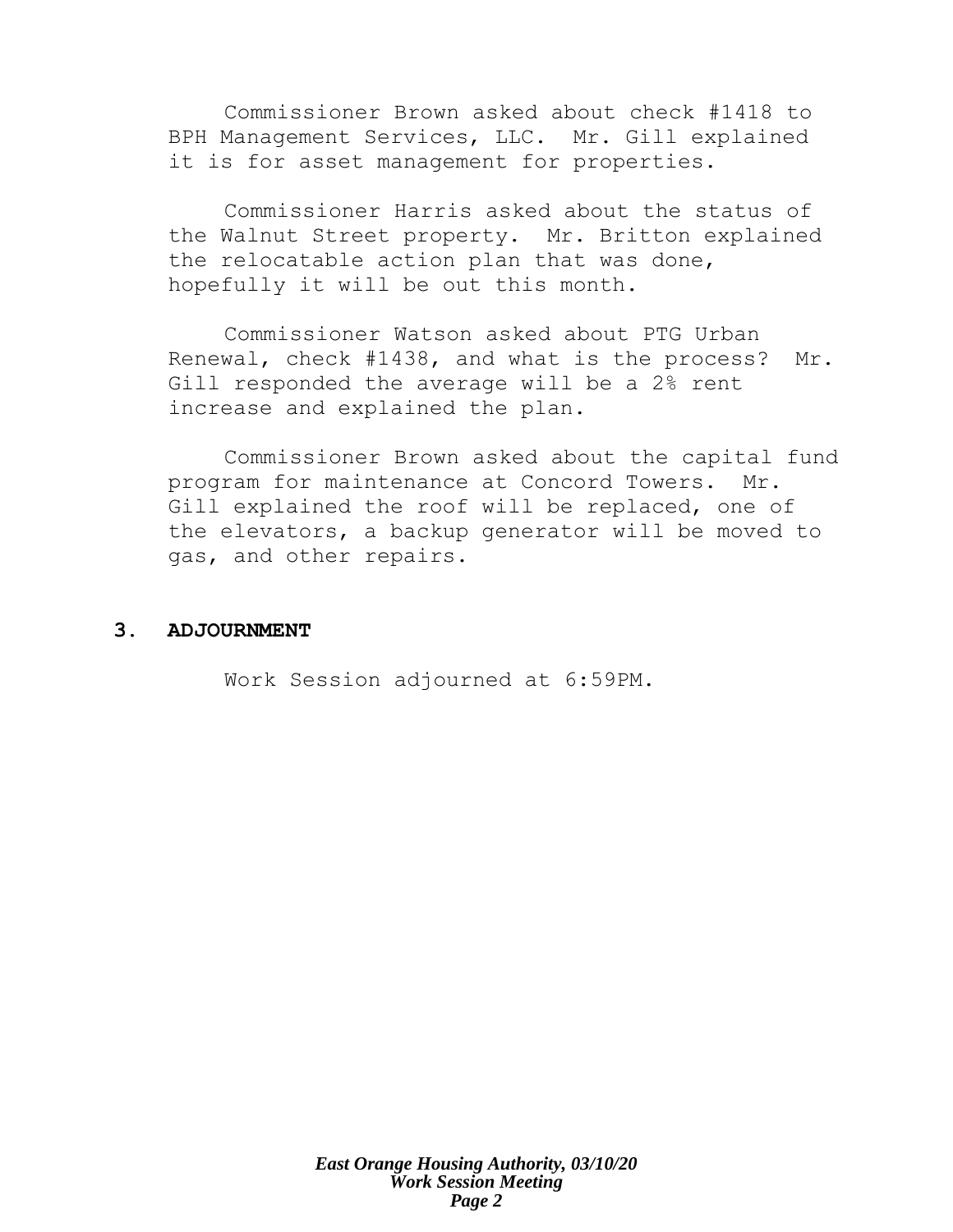Commissioner Brown asked about check #1418 to BPH Management Services, LLC. Mr. Gill explained it is for asset management for properties.

Commissioner Harris asked about the status of the Walnut Street property. Mr. Britton explained the relocatable action plan that was done, hopefully it will be out this month.

Commissioner Watson asked about PTG Urban Renewal, check #1438, and what is the process? Mr. Gill responded the average will be a 2% rent increase and explained the plan.

Commissioner Brown asked about the capital fund program for maintenance at Concord Towers. Mr. Gill explained the roof will be replaced, one of the elevators, a backup generator will be moved to gas, and other repairs.

## 3. ADJOURNMENT

Work Session adjourned at 6:59PM.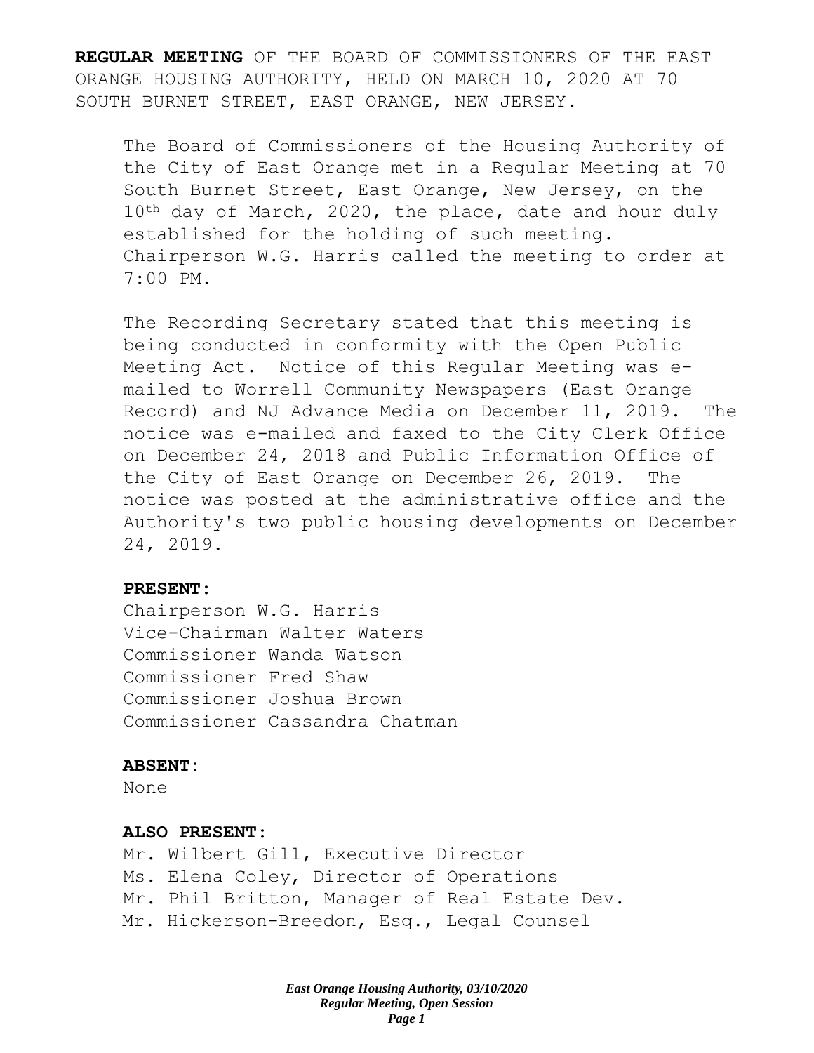**REGULAR MEETING** OF THE BOARD OF COMMISSIONERS OF THE EAST ORANGE HOUSING AUTHORITY, HELD ON MARCH 10, 2020 AT 70 SOUTH BURNET STREET, EAST ORANGE, NEW JERSEY.

The Board of Commissioners of the Housing Authority of the City of East Orange met in a Regular Meeting at 70 South Burnet Street, East Orange, New Jersey, on the 10th day of March, 2020, the place, date and hour duly established for the holding of such meeting. Chairperson W.G. Harris called the meeting to order at 7:00 PM.

The Recording Secretary stated that this meeting is being conducted in conformity with the Open Public Meeting Act. Notice of this Regular Meeting was e-mailed to Worrell Community Newspapers (East Orange Record) and NJ Advance Media on December 11, 2019. The notice was e-mailed and faxed to the City Clerk Office on December 24, 2018 and Public Information Office of the City of East Orange on December 26, 2019. The notice was posted at the administrative office and the Authority's two public housing developments on December 24, 2019.

**PRESENT:**

Chairperson W.G. Harris
Vice-Chairman Walter Waters
Commissioner Wanda Watson
Commissioner Fred Shaw
Commissioner Joshua Brown
Commissioner Cassandra Chatman

**ABSENT:**

None

**ALSO PRESENT:**

Mr. Wilbert Gill, Executive Director
Ms. Elena Coley, Director of Operations
Mr. Phil Britton, Manager of Real Estate Dev.
Mr. Hickerson-Breedon, Esq., Legal Counsel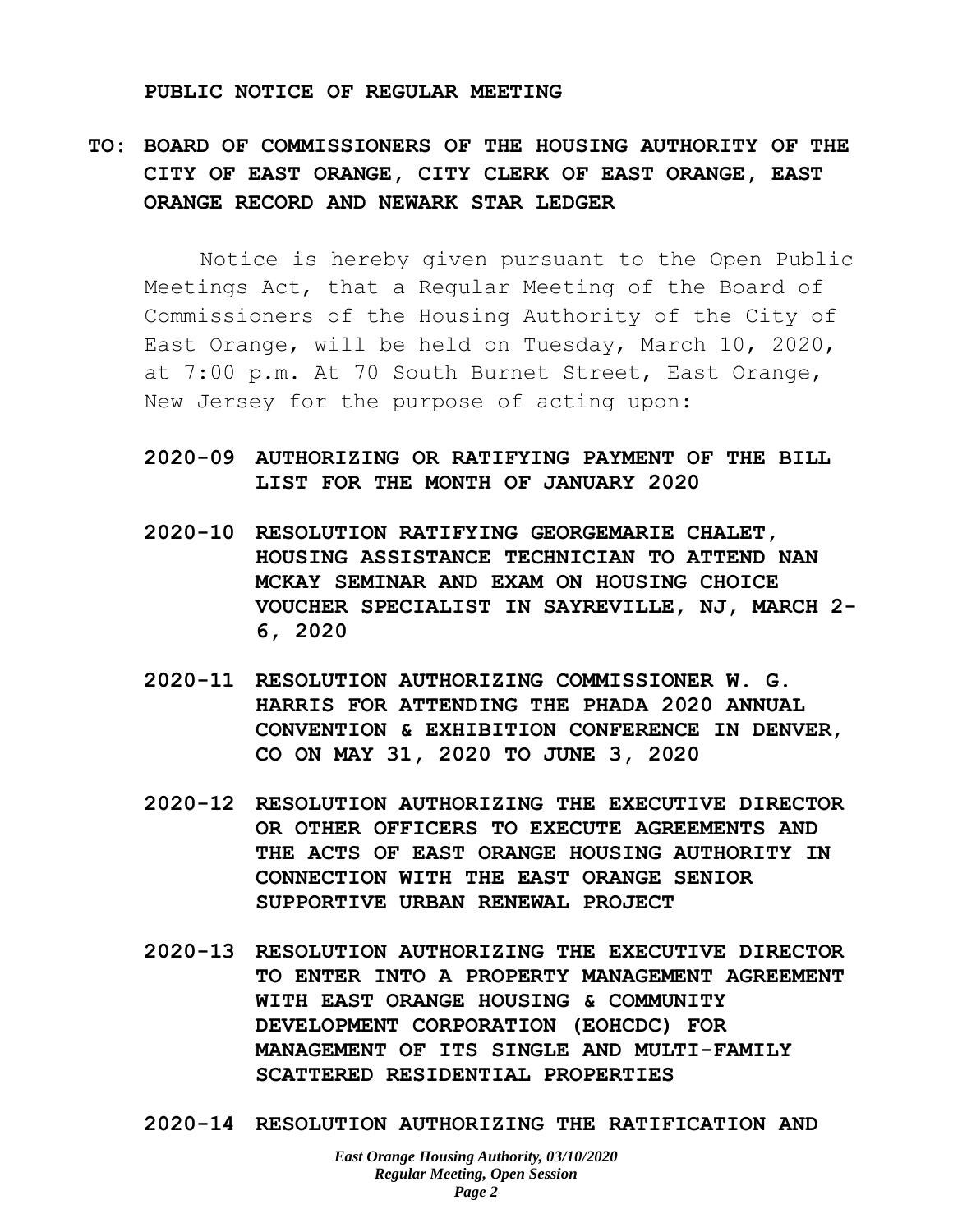**PUBLIC NOTICE OF REGULAR MEETING**

**TO: BOARD OF COMMISSIONERS OF THE HOUSING AUTHORITY OF THE CITY OF EAST ORANGE, CITY CLERK OF EAST ORANGE, EAST ORANGE RECORD AND NEWARK STAR LEDGER**

Notice is hereby given pursuant to the Open Public Meetings Act, that a Regular Meeting of the Board of Commissioners of the Housing Authority of the City of East Orange, will be held on Tuesday, March 10, 2020, at 7:00 p.m. At 70 South Burnet Street, East Orange, New Jersey for the purpose of acting upon:

**2020-09 AUTHORIZING OR RATIFYING PAYMENT OF THE BILL LIST FOR THE MONTH OF JANUARY 2020**

**2020-10 RESOLUTION RATIFYING GEORGEMARIE CHALET, HOUSING ASSISTANCE TECHNICIAN TO ATTEND NAN MCKAY SEMINAR AND EXAM ON HOUSING CHOICE VOUCHER SPECIALIST IN SAYREVILLE, NJ, MARCH 2-6, 2020**

**2020-11 RESOLUTION AUTHORIZING COMMISSIONER W. G. HARRIS FOR ATTENDING THE PHADA 2020 ANNUAL CONVENTION & EXHIBITION CONFERENCE IN DENVER, CO ON MAY 31, 2020 TO JUNE 3, 2020**

**2020-12 RESOLUTION AUTHORIZING THE EXECUTIVE DIRECTOR OR OTHER OFFICERS TO EXECUTE AGREEMENTS AND THE ACTS OF EAST ORANGE HOUSING AUTHORITY IN CONNECTION WITH THE EAST ORANGE SENIOR SUPPORTIVE URBAN RENEWAL PROJECT**

**2020-13 RESOLUTION AUTHORIZING THE EXECUTIVE DIRECTOR TO ENTER INTO A PROPERTY MANAGEMENT AGREEMENT WITH EAST ORANGE HOUSING & COMMUNITY DEVELOPMENT CORPORATION (EOHCDC) FOR MANAGEMENT OF ITS SINGLE AND MULTI-FAMILY SCATTERED RESIDENTIAL PROPERTIES**

**2020-14 RESOLUTION AUTHORIZING THE RATIFICATION AND**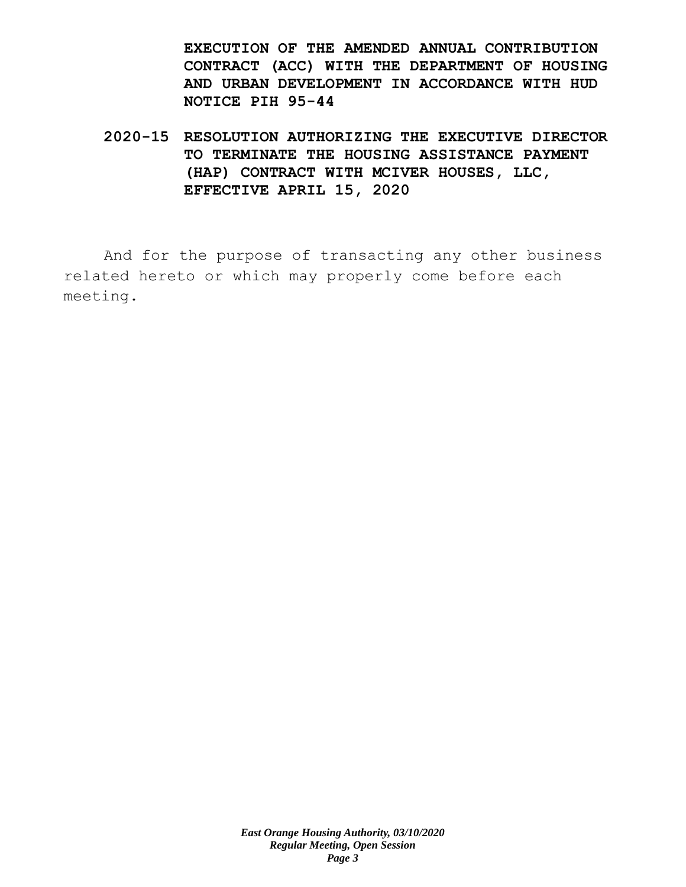**EXECUTION OF THE AMENDED ANNUAL CONTRIBUTION CONTRACT (ACC) WITH THE DEPARTMENT OF HOUSING AND URBAN DEVELOPMENT IN ACCORDANCE WITH HUD NOTICE PIH 95-44**

**2020-15 RESOLUTION AUTHORIZING THE EXECUTIVE DIRECTOR TO TERMINATE THE HOUSING ASSISTANCE PAYMENT (HAP) CONTRACT WITH MCIVER HOUSES, LLC, EFFECTIVE APRIL 15, 2020**

And for the purpose of transacting any other business related hereto or which may properly come before each meeting.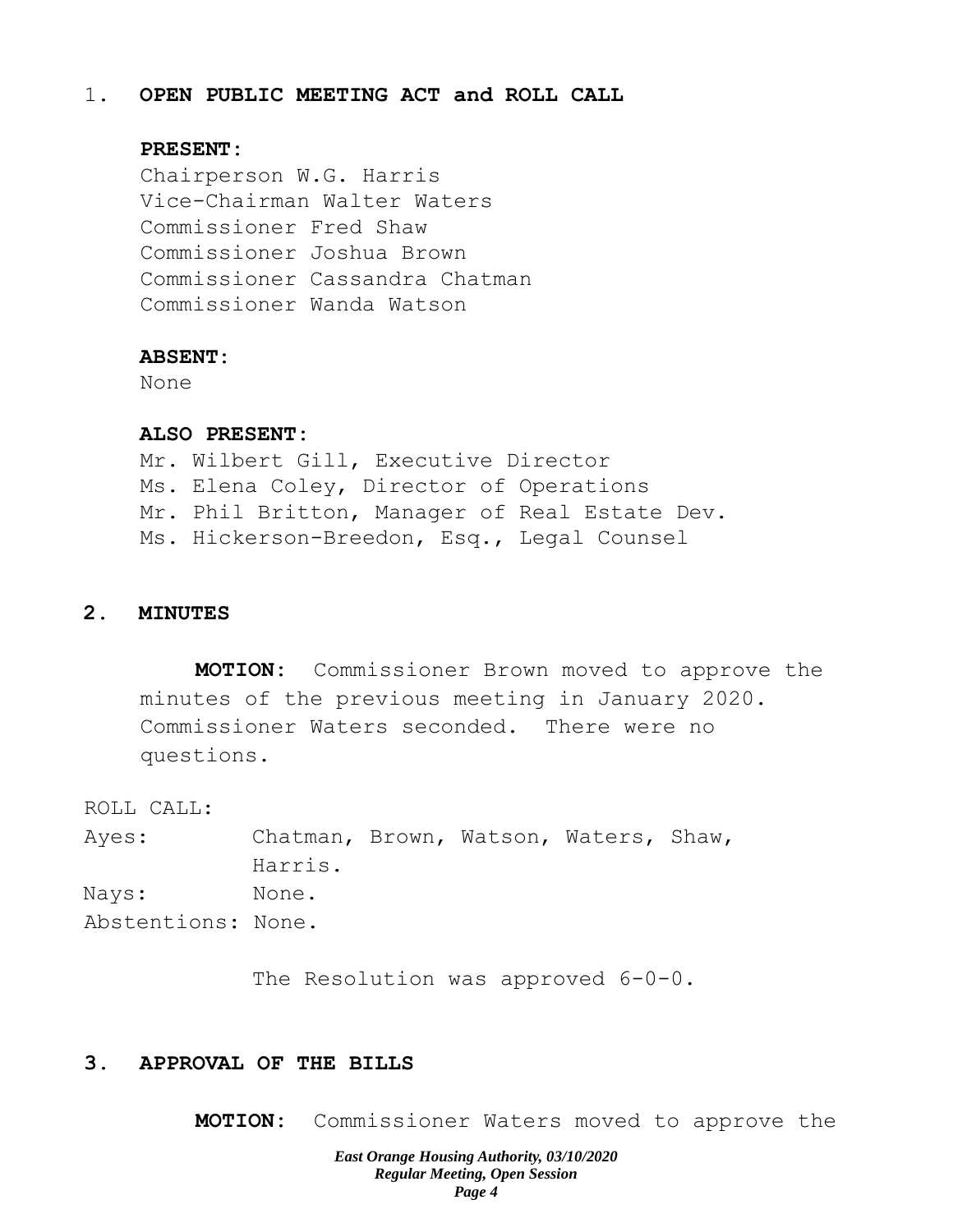1. **OPEN PUBLIC MEETING ACT and ROLL CALL**

**PRESENT:**

Chairperson W.G. Harris
Vice-Chairman Walter Waters
Commissioner Fred Shaw
Commissioner Joshua Brown
Commissioner Cassandra Chatman
Commissioner Wanda Watson

**ABSENT:**

None

**ALSO PRESENT:**

Mr. Wilbert Gill, Executive Director
Ms. Elena Coley, Director of Operations
Mr. Phil Britton, Manager of Real Estate Dev.
Ms. Hickerson-Breedon, Esq., Legal Counsel

**2. MINUTES**

**MOTION:** Commissioner Brown moved to approve the minutes of the previous meeting in January 2020. Commissioner Waters seconded. There were no questions.

ROLL CALL:
Ayes: Chatman, Brown, Watson, Waters, Shaw, Harris.
Nays: None.
Abstentions: None.

The Resolution was approved 6-0-0.

**3. APPROVAL OF THE BILLS**

**MOTION:** Commissioner Waters moved to approve the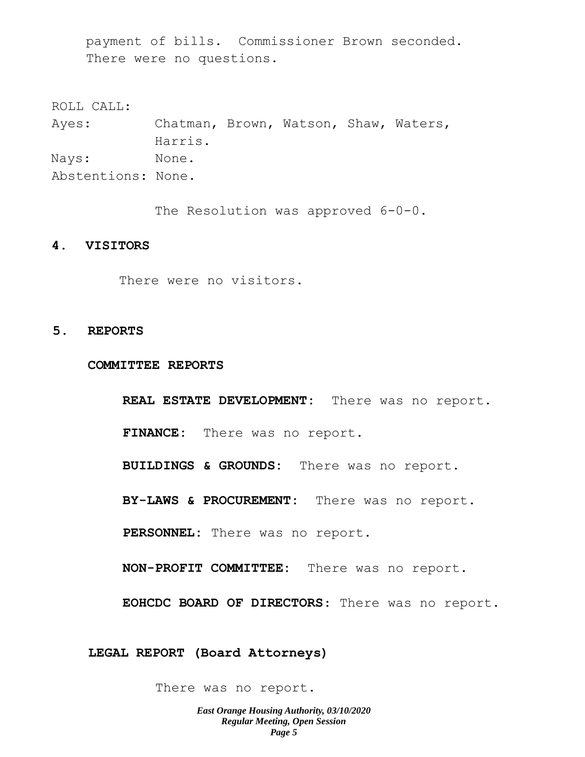payment of bills. Commissioner Brown seconded. There were no questions.

ROLL CALL:
Ayes: Chatman, Brown, Watson, Shaw, Waters, Harris.
Nays: None.
Abstentions: None.

The Resolution was approved 6-0-0.

## 4. VISITORS

There were no visitors.

## 5. REPORTS

### COMMITTEE REPORTS

**REAL ESTATE DEVELOPMENT:** There was no report.

**FINANCE:** There was no report.

**BUILDINGS & GROUNDS:** There was no report.

**BY-LAWS & PROCUREMENT:** There was no report.

**PERSONNEL:** There was no report.

**NON-PROFIT COMMITTEE:** There was no report.

**EOHCDC BOARD OF DIRECTORS:** There was no report.

### LEGAL REPORT (Board Attorneys)

There was no report.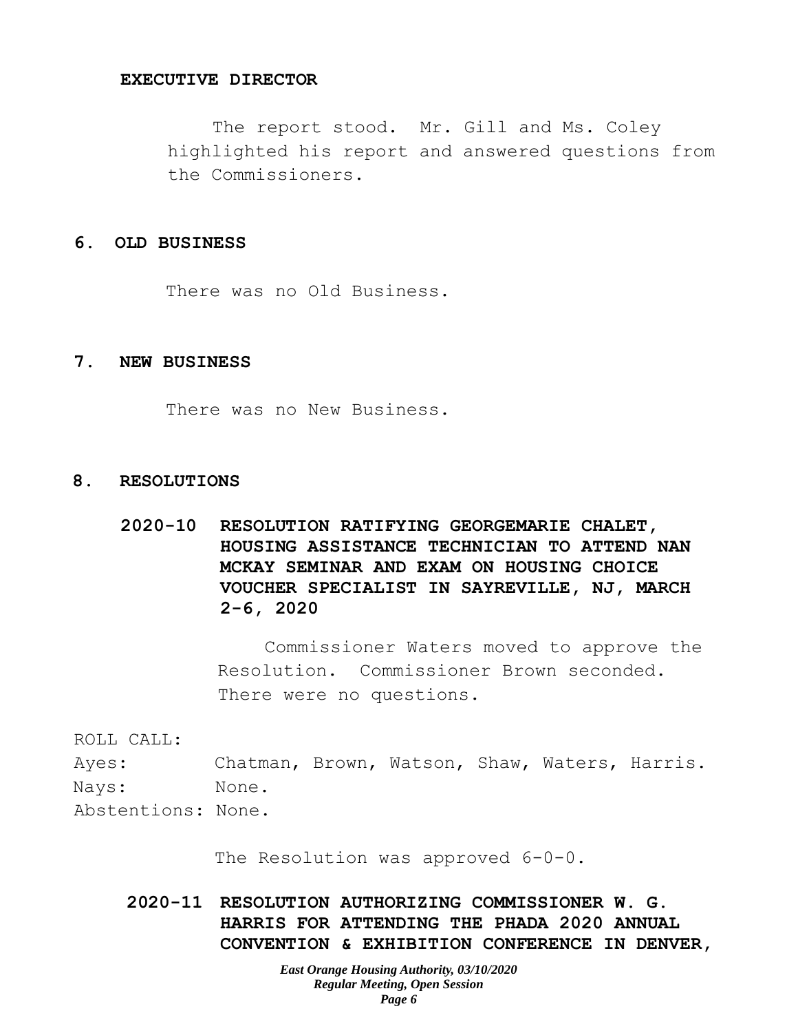**EXECUTIVE DIRECTOR**

The report stood. Mr. Gill and Ms. Coley highlighted his report and answered questions from the Commissioners.

## 6. OLD BUSINESS

There was no Old Business.

## 7. NEW BUSINESS

There was no New Business.

## 8. RESOLUTIONS

**2020-10 RESOLUTION RATIFYING GEORGEMARIE CHALET, HOUSING ASSISTANCE TECHNICIAN TO ATTEND NAN MCKAY SEMINAR AND EXAM ON HOUSING CHOICE VOUCHER SPECIALIST IN SAYREVILLE, NJ, MARCH 2-6, 2020**

Commissioner Waters moved to approve the Resolution. Commissioner Brown seconded. There were no questions.

ROLL CALL:
Ayes: Chatman, Brown, Watson, Shaw, Waters, Harris.
Nays: None.
Abstentions: None.

The Resolution was approved 6-0-0.

**2020-11 RESOLUTION AUTHORIZING COMMISSIONER W. G. HARRIS FOR ATTENDING THE PHADA 2020 ANNUAL CONVENTION & EXHIBITION CONFERENCE IN DENVER,**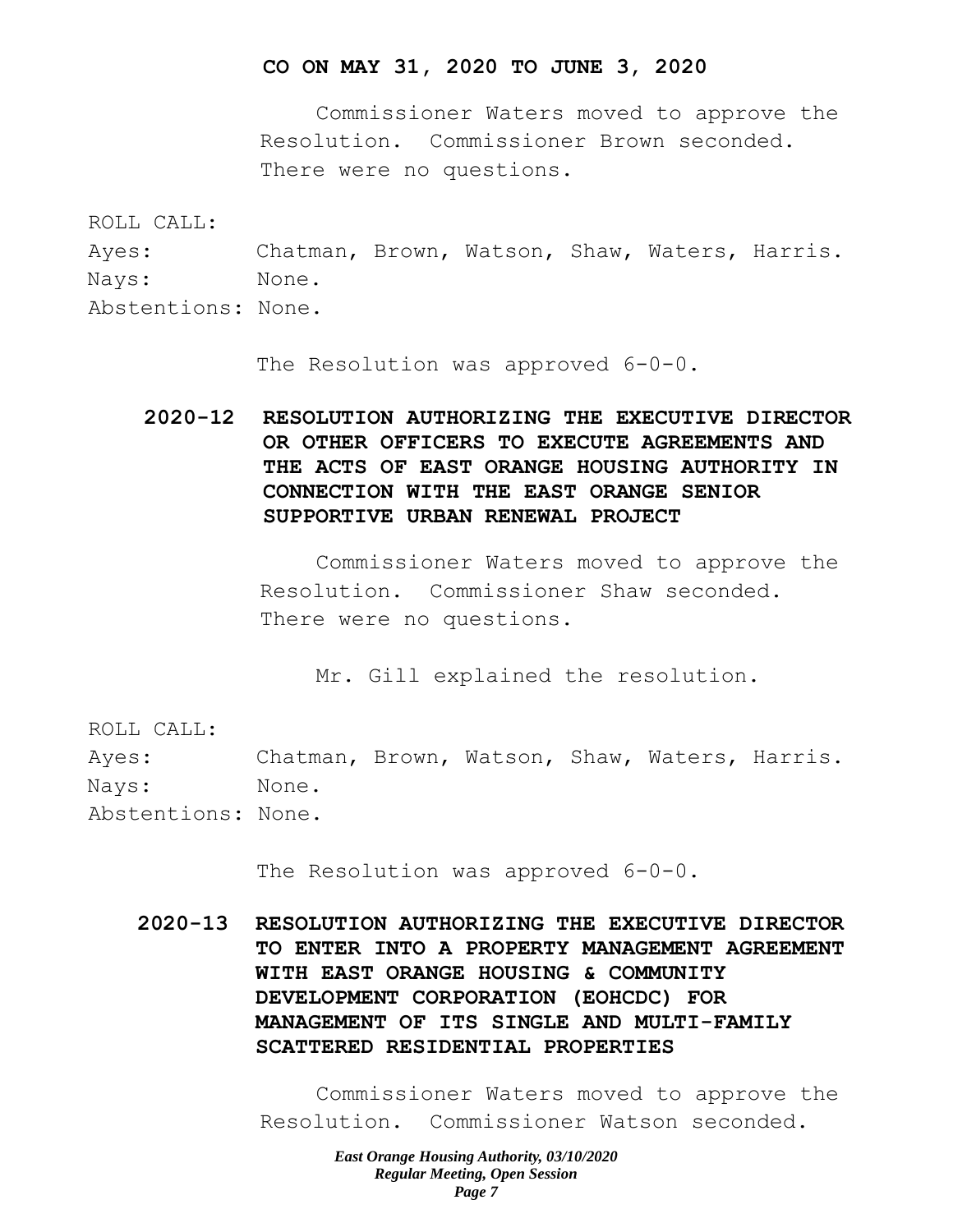**CO ON MAY 31, 2020 TO JUNE 3, 2020**

Commissioner Waters moved to approve the Resolution. Commissioner Brown seconded. There were no questions.

ROLL CALL:
Ayes: Chatman, Brown, Watson, Shaw, Waters, Harris.
Nays: None.
Abstentions: None.

The Resolution was approved 6-0-0.

**2020-12 RESOLUTION AUTHORIZING THE EXECUTIVE DIRECTOR OR OTHER OFFICERS TO EXECUTE AGREEMENTS AND THE ACTS OF EAST ORANGE HOUSING AUTHORITY IN CONNECTION WITH THE EAST ORANGE SENIOR SUPPORTIVE URBAN RENEWAL PROJECT**

Commissioner Waters moved to approve the Resolution. Commissioner Shaw seconded. There were no questions.

Mr. Gill explained the resolution.

ROLL CALL:
Ayes: Chatman, Brown, Watson, Shaw, Waters, Harris.
Nays: None.
Abstentions: None.

The Resolution was approved 6-0-0.

**2020-13 RESOLUTION AUTHORIZING THE EXECUTIVE DIRECTOR TO ENTER INTO A PROPERTY MANAGEMENT AGREEMENT WITH EAST ORANGE HOUSING & COMMUNITY DEVELOPMENT CORPORATION (EOHCDC) FOR MANAGEMENT OF ITS SINGLE AND MULTI-FAMILY SCATTERED RESIDENTIAL PROPERTIES**

Commissioner Waters moved to approve the Resolution. Commissioner Watson seconded.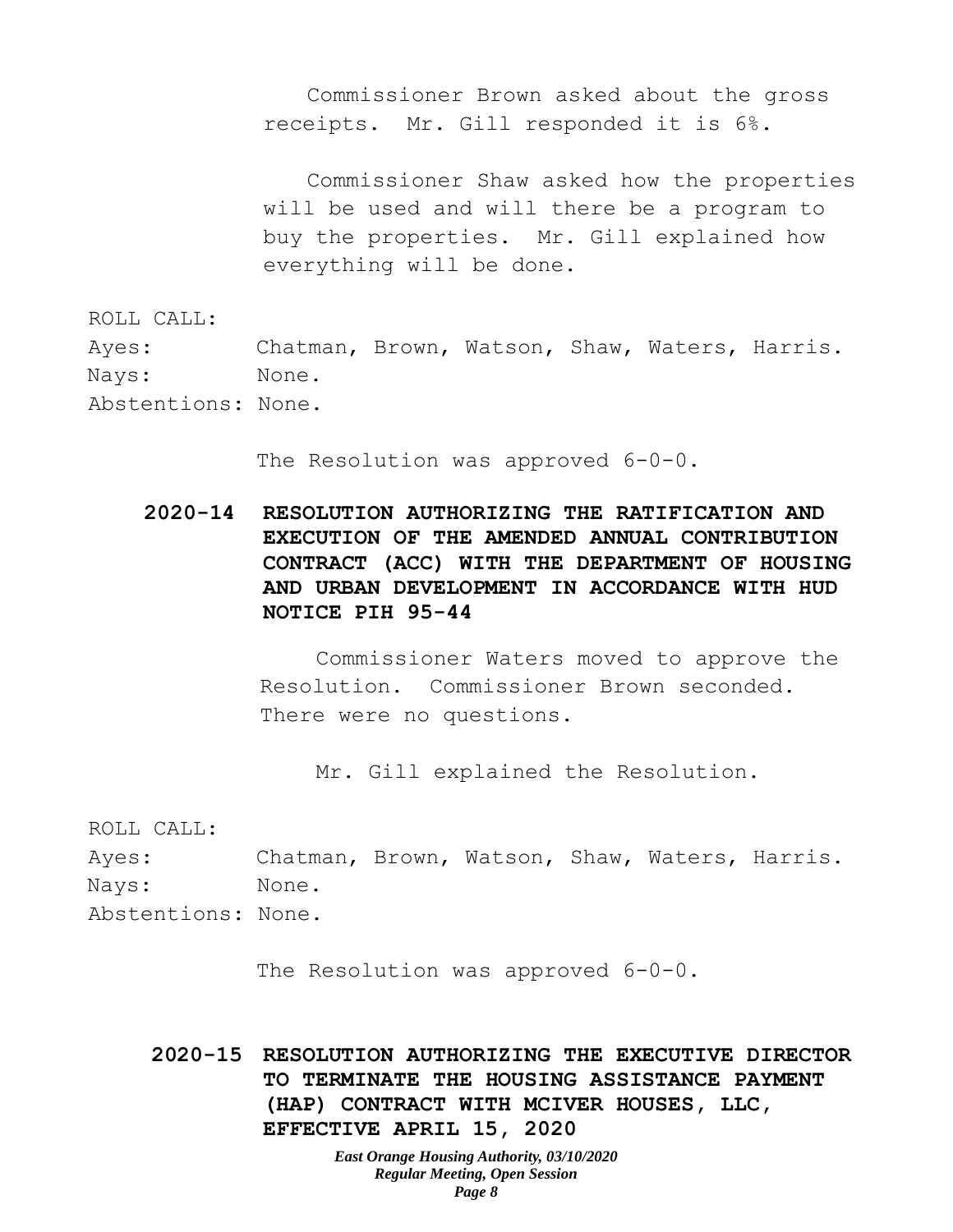Commissioner Brown asked about the gross receipts. Mr. Gill responded it is 6%.

Commissioner Shaw asked how the properties will be used and will there be a program to buy the properties. Mr. Gill explained how everything will be done.

ROLL CALL:
Ayes: Chatman, Brown, Watson, Shaw, Waters, Harris.
Nays: None.
Abstentions: None.

The Resolution was approved 6-0-0.

**2020-14 RESOLUTION AUTHORIZING THE RATIFICATION AND EXECUTION OF THE AMENDED ANNUAL CONTRIBUTION CONTRACT (ACC) WITH THE DEPARTMENT OF HOUSING AND URBAN DEVELOPMENT IN ACCORDANCE WITH HUD NOTICE PIH 95-44**

Commissioner Waters moved to approve the Resolution. Commissioner Brown seconded. There were no questions.

Mr. Gill explained the Resolution.

ROLL CALL:
Ayes: Chatman, Brown, Watson, Shaw, Waters, Harris.
Nays: None.
Abstentions: None.

The Resolution was approved 6-0-0.

**2020-15 RESOLUTION AUTHORIZING THE EXECUTIVE DIRECTOR TO TERMINATE THE HOUSING ASSISTANCE PAYMENT (HAP) CONTRACT WITH MCIVER HOUSES, LLC, EFFECTIVE APRIL 15, 2020**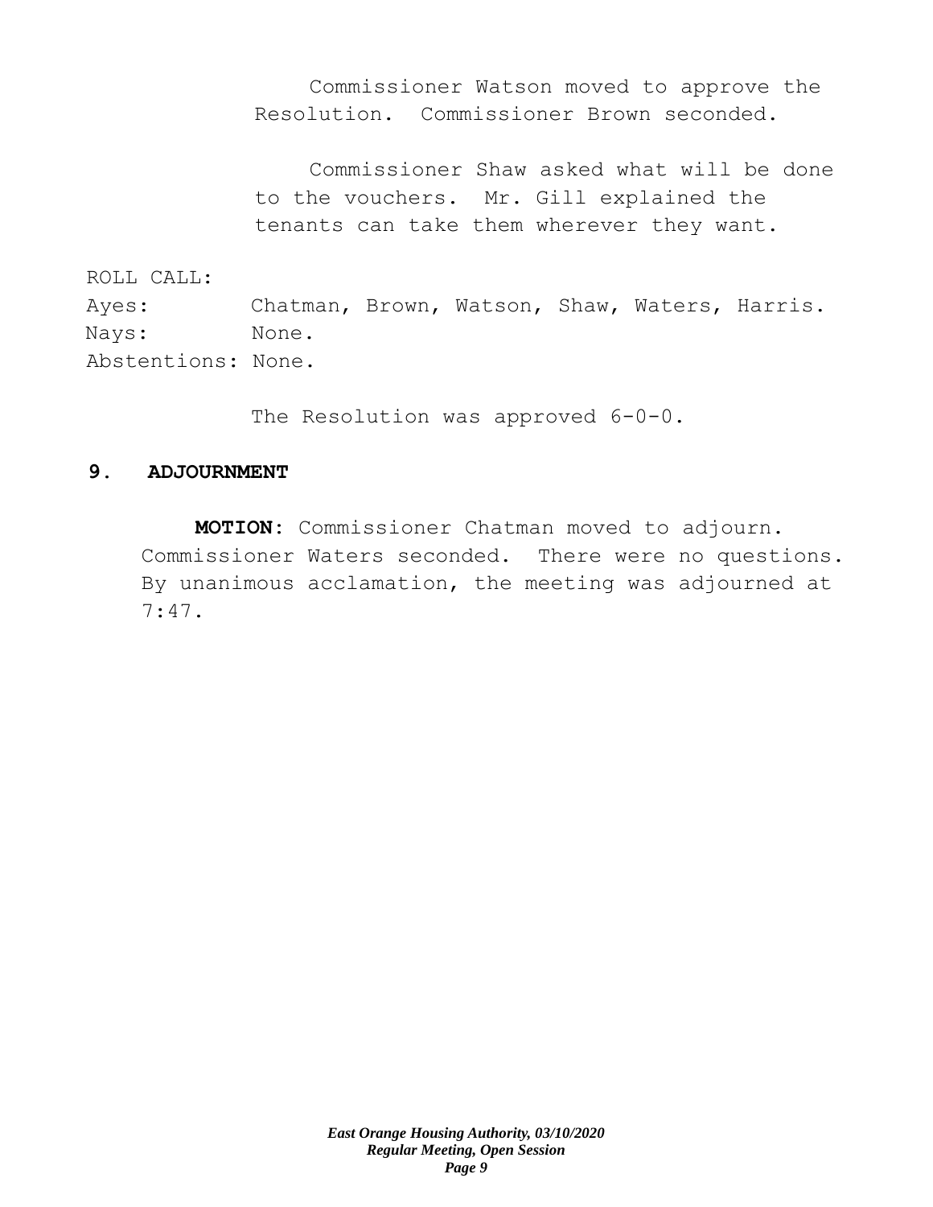Commissioner Watson moved to approve the Resolution. Commissioner Brown seconded.

Commissioner Shaw asked what will be done to the vouchers. Mr. Gill explained the tenants can take them wherever they want.

ROLL CALL:
Ayes: Chatman, Brown, Watson, Shaw, Waters, Harris.
Nays: None.
Abstentions: None.

The Resolution was approved 6-0-0.

## 9. ADJOURNMENT

**MOTION**: Commissioner Chatman moved to adjourn. Commissioner Waters seconded. There were no questions. By unanimous acclamation, the meeting was adjourned at 7:47.